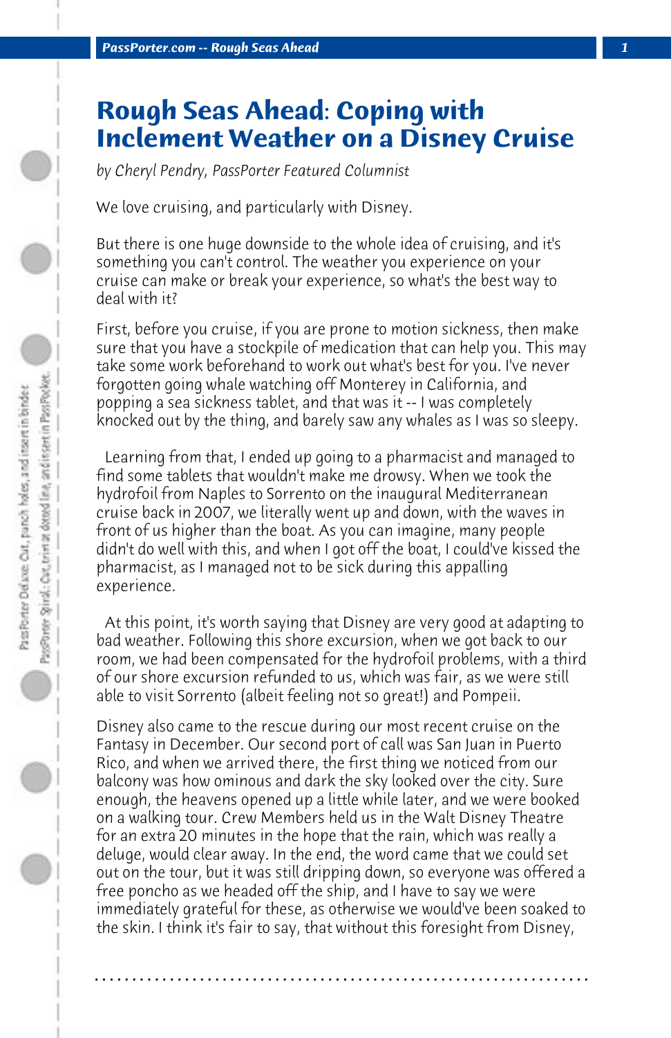# Rough Seas Ahead: Coping with Inclement Weather on a Disney Cruise

*by Cheryl Pendry, PassPorter Featured Columnist*

We love cruising, and particularly with Disney.

But there is one huge downside to the whole idea of cruising, and it's something you can't control. The weather you experience on your cruise can make or break your experience, so what's the best way to deal with it?

First, before you cruise, if you are prone to motion sickness, then make sure that you have a stockpile of medication that can help you. This may take some work beforehand to work out what's best for you. I've never forgotten going whale watching off Monterey in California, and popping a sea sickness tablet, and that was it -- I was completely knocked out by the thing, and barely saw any whales as I was so sleepy.

Learning from that, I ended up going to a pharmacist and managed to find some tablets that wouldn't make me drowsy. When we took the hydrofoil from Naples to Sorrento on the inaugural Mediterranean cruise back in 2007, we literally went up and down, with the waves in front of us higher than the boat. As you can imagine, many people didn't do well with this, and when I got off the boat, I could've kissed the pharmacist, as I managed not to be sick during this appalling experience.

At this point, it's worth saying that Disney are very good at adapting to bad weather. Following this shore excursion, when we got back to our room, we had been compensated for the hydrofoil problems, with a third of our shore excursion refunded to us, which was fair, as we were still able to visit Sorrento (albeit feeling not so great!) and Pompeii.

Disney also came to the rescue during our most recent cruise on the Fantasy in December. Our second port of call was San Juan in Puerto Rico, and when we arrived there, the first thing we noticed from our balcony was how ominous and dark the sky looked over the city. Sure enough, the heavens opened up a little while later, and we were booked on a walking tour. Crew Members held us in the Walt Disney Theatre for an extra 20 minutes in the hope that the rain, which was really a deluge, would clear away. In the end, the word came that we could set out on the tour, but it was still dripping down, so everyone was offered a free poncho as we headed off the ship, and I have to say we were immediately grateful for these, as otherwise we would've been soaked to the skin. I think it's fair to say, that without this foresight from Disney,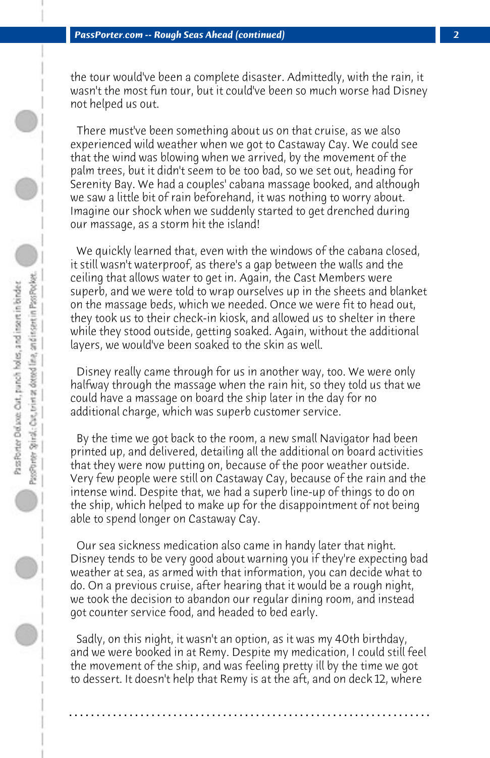the tour would've been a complete disaster. Admittedly, with the rain, it wasn't the most fun tour, but it could've been so much worse had Disney not helped us out.

There must've been something about us on that cruise, as we also experienced wild weather when we got to Castaway Cay. We could see that the wind was blowing when we arrived, by the movement of the palm trees, but it didn't seem to be too bad, so we set out, heading for Serenity Bay. We had a couples' cabana massage booked, and although we saw a little bit of rain beforehand, it was nothing to worry about. Imagine our shock when we suddenly started to get drenched during our massage, as a storm hit the island!

We quickly learned that, even with the windows of the cabana closed, it still wasn't waterproof, as there's a gap between the walls and the ceiling that allows water to get in. Again, the Cast Members were superb, and we were told to wrap ourselves up in the sheets and blanket on the massage beds, which we needed. Once we were fit to head out, they took us to their check-in kiosk, and allowed us to shelter in there while they stood outside, getting soaked. Again, without the additional layers, we would've been soaked to the skin as well.

Disney really came through for us in another way, too. We were only halfway through the massage when the rain hit, so they told us that we could have a massage on board the ship later in the day for no additional charge, which was superb customer service.

By the time we got back to the room, a new small Navigator had been printed up, and delivered, detailing all the additional on board activities that they were now putting on, because of the poor weather outside. Very few people were still on Castaway Cay, because of the rain and the intense wind. Despite that, we had a superb line-up of things to do on the ship, which helped to make up for the disappointment of not being able to spend longer on Castaway Cay.

Our sea sickness medication also came in handy later that night. Disney tends to be very good about warning you if they're expecting bad weather at sea, as armed with that information, you can decide what to do. On a previous cruise, after hearing that it would be a rough night, we took the decision to abandon our regular dining room, and instead got counter service food, and headed to bed early.

Sadly, on this night, it wasn't an option, as it was my 40th birthday, and we were booked in at Remy. Despite my medication, I could still feel the movement of the ship, and was feeling pretty ill by the time we got to dessert. It doesn't help that Remy is at the aft, and on deck 12, where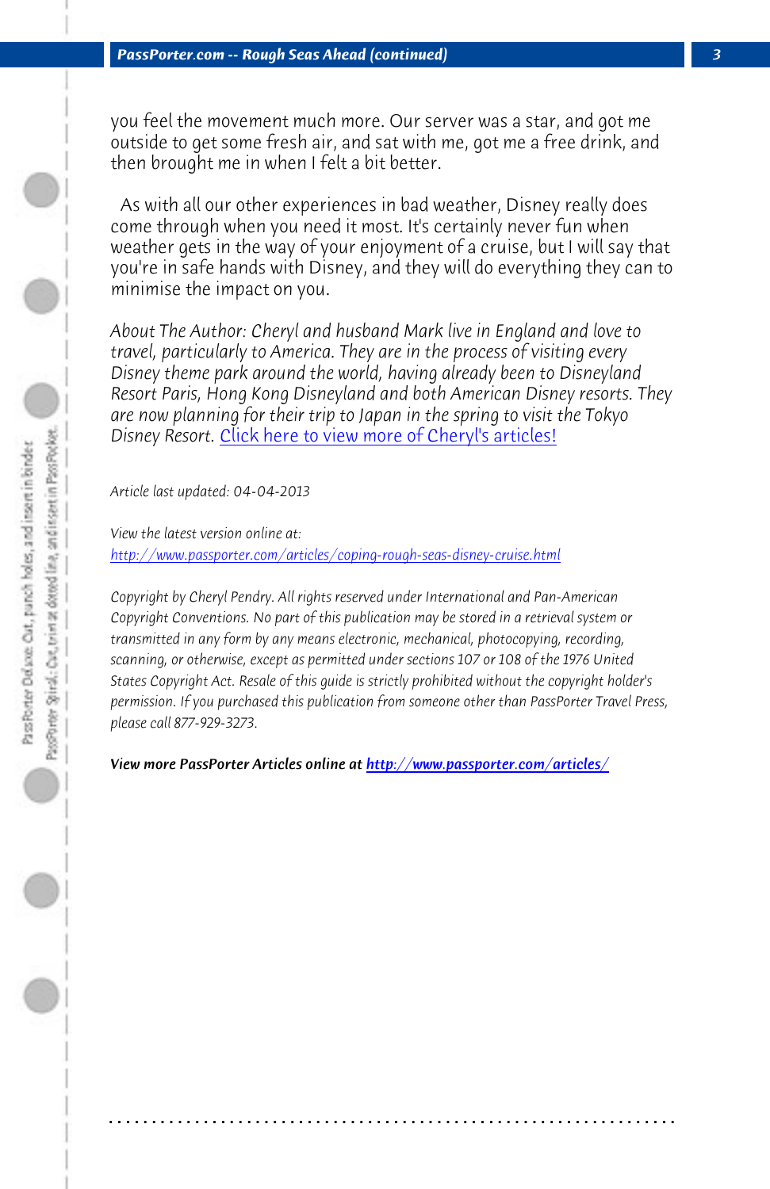you feel the movement much more. Our server was a star, and got me outside to get some fresh air, and sat with me, got me a free drink, and then brought me in when I felt a bit better.

As with all our other experiences in bad weather, Disney really does come through when you need it most. It's certainly never fun when weather gets in the way of your enjoyment of a cruise, but I will say that you're in safe hands with Disney, and they will do everything they can to minimise the impact on you.

*About The Author: Cheryl and husband Mark live in England and love to travel, particularly to America. They are in the process of visiting every Disney theme park around the world, having already been to Disneyland Resort Paris, Hong Kong Disneyland and both American Disney resorts. They are now planning for their trip to Japan in the spring to visit the Tokyo Disney Resort.* [Click here to view more of Cheryl's articles!]

*Article last updated: 04-04-2013*

*View the latest version online at:*
*http://www.passporter.com/articles/coping-rough-seas-disney-cruise.html*

*Copyright by Cheryl Pendry. All rights reserved under International and Pan-American Copyright Conventions. No part of this publication may be stored in a retrieval system or transmitted in any form by any means electronic, mechanical, photocopying, recording, scanning, or otherwise, except as permitted under sections 107 or 108 of the 1976 United States Copyright Act. Resale of this guide is strictly prohibited without the copyright holder's permission. If you purchased this publication from someone other than PassPorter Travel Press, please call 877-929-3273.*

***View more PassPorter Articles online at http://www.passporter.com/articles/***